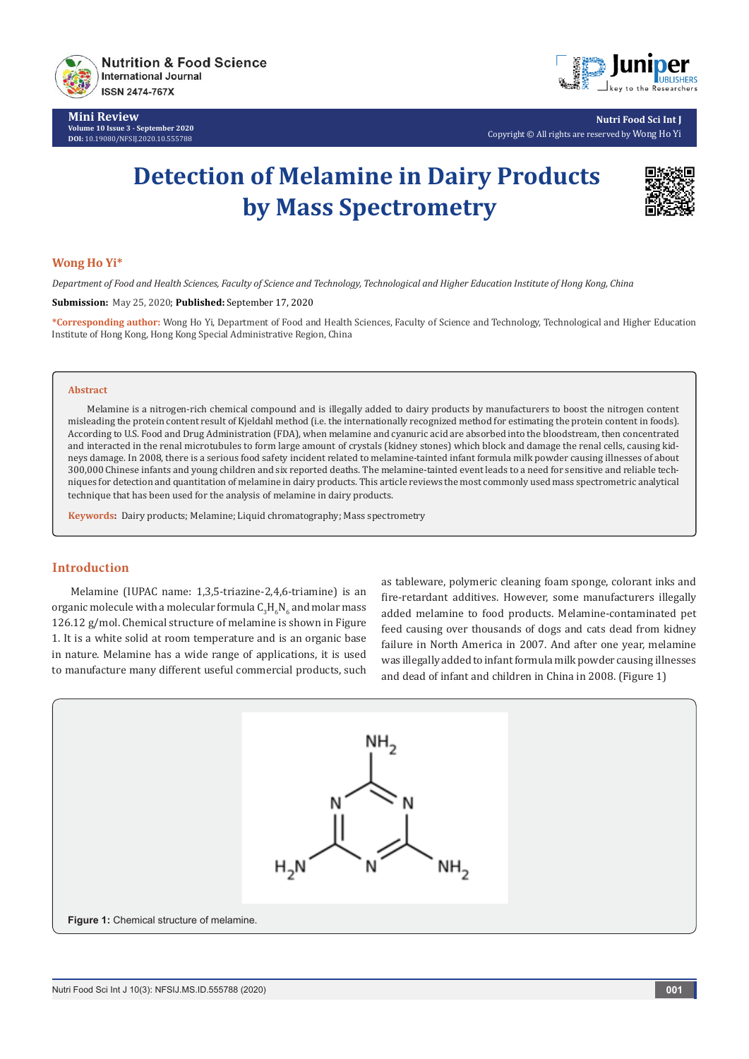Mini Review
Volume 10 Issue 3 - September 2020
DOI: 10.19080/NFSIJ.2020.10.555788

Nutri Food Sci Int J
Copyright © All rights are reserved by Wong Ho Yi

# Detection of Melamine in Dairy Products by Mass Spectrometry

**Wong Ho Yi***

*Department of Food and Health Sciences, Faculty of Science and Technology, Technological and Higher Education Institute of Hong Kong, China*

**Submission:** May 25, 2020; **Published:** September 17, 2020

***Corresponding author:** Wong Ho Yi, Department of Food and Health Sciences, Faculty of Science and Technology, Technological and Higher Education Institute of Hong Kong, Hong Kong Special Administrative Region, China

## Abstract

Melamine is a nitrogen-rich chemical compound and is illegally added to dairy products by manufacturers to boost the nitrogen content misleading the protein content result of Kjeldahl method (i.e. the internationally recognized method for estimating the protein content in foods). According to U.S. Food and Drug Administration (FDA), when melamine and cyanuric acid are absorbed into the bloodstream, then concentrated and interacted in the renal microtubules to form large amount of crystals (kidney stones) which block and damage the renal cells, causing kidneys damage. In 2008, there is a serious food safety incident related to melamine-tainted infant formula milk powder causing illnesses of about 300,000 Chinese infants and young children and six reported deaths. The melamine-tainted event leads to a need for sensitive and reliable techniques for detection and quantitation of melamine in dairy products. This article reviews the most commonly used mass spectrometric analytical technique that has been used for the analysis of melamine in dairy products.

**Keywords:** Dairy products; Melamine; Liquid chromatography; Mass spectrometry

## Introduction

Melamine (IUPAC name: 1,3,5-triazine-2,4,6-triamine) is an organic molecule with a molecular formula $C_3H_6N_6$ and molar mass 126.12 g/mol. Chemical structure of melamine is shown in Figure 1. It is a white solid at room temperature and is an organic base in nature. Melamine has a wide range of applications, it is used to manufacture many different useful commercial products, such as tableware, polymeric cleaning foam sponge, colorant inks and fire-retardant additives. However, some manufacturers illegally added melamine to food products. Melamine-contaminated pet feed causing over thousands of dogs and cats dead from kidney failure in North America in 2007. And after one year, melamine was illegally added to infant formula milk powder causing illnesses and dead of infant and children in China in 2008. (Figure 1)

**Figure 1:** Chemical structure of melamine.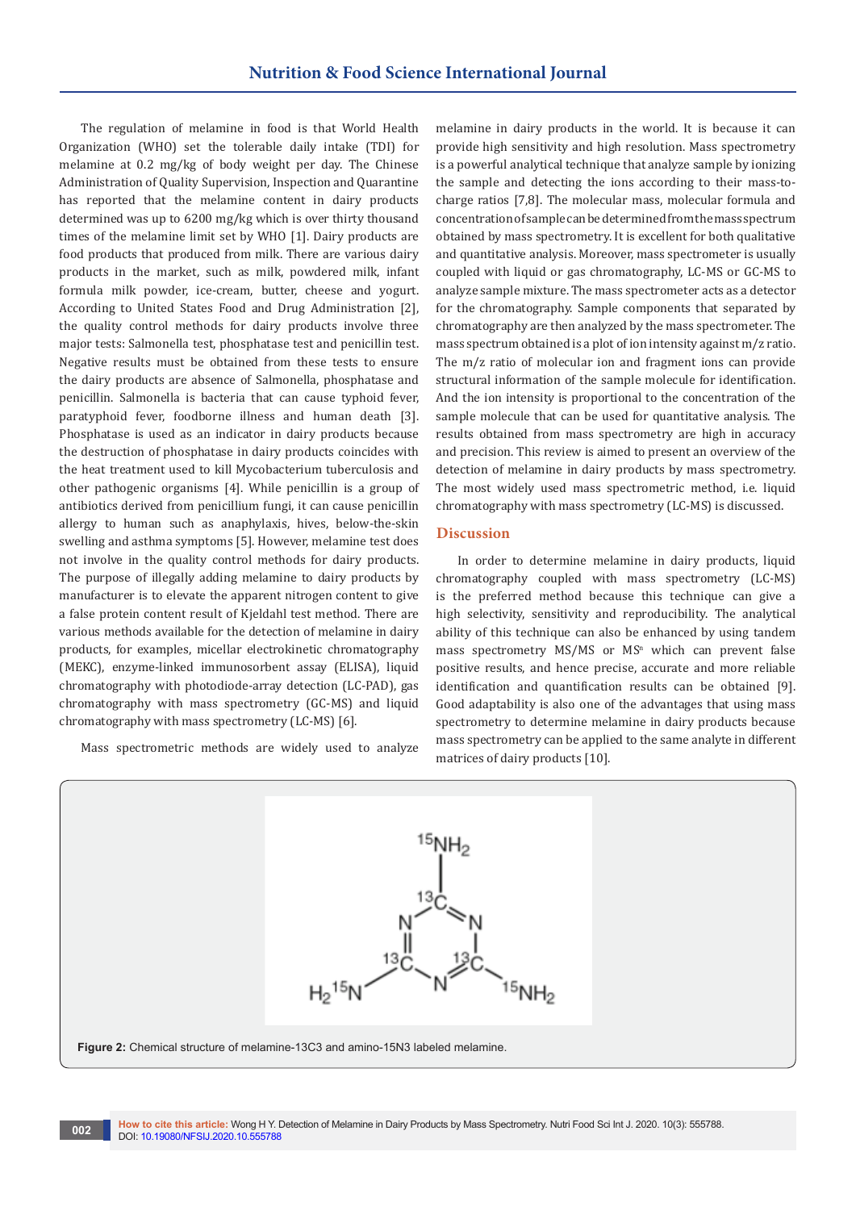The regulation of melamine in food is that World Health Organization (WHO) set the tolerable daily intake (TDI) for melamine at 0.2 mg/kg of body weight per day. The Chinese Administration of Quality Supervision, Inspection and Quarantine has reported that the melamine content in dairy products determined was up to 6200 mg/kg which is over thirty thousand times of the melamine limit set by WHO [1]. Dairy products are food products that produced from milk. There are various dairy products in the market, such as milk, powdered milk, infant formula milk powder, ice-cream, butter, cheese and yogurt. According to United States Food and Drug Administration [2], the quality control methods for dairy products involve three major tests: Salmonella test, phosphatase test and penicillin test. Negative results must be obtained from these tests to ensure the dairy products are absence of Salmonella, phosphatase and penicillin. Salmonella is bacteria that can cause typhoid fever, paratyphoid fever, foodborne illness and human death [3]. Phosphatase is used as an indicator in dairy products because the destruction of phosphatase in dairy products coincides with the heat treatment used to kill Mycobacterium tuberculosis and other pathogenic organisms [4]. While penicillin is a group of antibiotics derived from penicillium fungi, it can cause penicillin allergy to human such as anaphylaxis, hives, below-the-skin swelling and asthma symptoms [5]. However, melamine test does not involve in the quality control methods for dairy products. The purpose of illegally adding melamine to dairy products by manufacturer is to elevate the apparent nitrogen content to give a false protein content result of Kjeldahl test method. There are various methods available for the detection of melamine in dairy products, for examples, micellar electrokinetic chromatography (MEKC), enzyme-linked immunosorbent assay (ELISA), liquid chromatography with photodiode-array detection (LC-PAD), gas chromatography with mass spectrometry (GC-MS) and liquid chromatography with mass spectrometry (LC-MS) [6].

Mass spectrometric methods are widely used to analyze melamine in dairy products in the world. It is because it can provide high sensitivity and high resolution. Mass spectrometry is a powerful analytical technique that analyze sample by ionizing the sample and detecting the ions according to their mass-to-charge ratios [7,8]. The molecular mass, molecular formula and concentration of sample can be determined from the mass spectrum obtained by mass spectrometry. It is excellent for both qualitative and quantitative analysis. Moreover, mass spectrometer is usually coupled with liquid or gas chromatography, LC-MS or GC-MS to analyze sample mixture. The mass spectrometer acts as a detector for the chromatography. Sample components that separated by chromatography are then analyzed by the mass spectrometer. The mass spectrum obtained is a plot of ion intensity against m/z ratio. The m/z ratio of molecular ion and fragment ions can provide structural information of the sample molecule for identification. And the ion intensity is proportional to the concentration of the sample molecule that can be used for quantitative analysis. The results obtained from mass spectrometry are high in accuracy and precision. This review is aimed to present an overview of the detection of melamine in dairy products by mass spectrometry. The most widely used mass spectrometric method, i.e. liquid chromatography with mass spectrometry (LC-MS) is discussed.

## Discussion

In order to determine melamine in dairy products, liquid chromatography coupled with mass spectrometry (LC-MS) is the preferred method because this technique can give a high selectivity, sensitivity and reproducibility. The analytical ability of this technique can also be enhanced by using tandem mass spectrometry MS/MS or $MS^n$ which can prevent false positive results, and hence precise, accurate and more reliable identification and quantification results can be obtained [9]. Good adaptability is also one of the advantages that using mass spectrometry to determine melamine in dairy products because mass spectrometry can be applied to the same analyte in different matrices of dairy products [10].

**Figure 2:** Chemical structure of melamine-13C3 and amino-15N3 labeled melamine.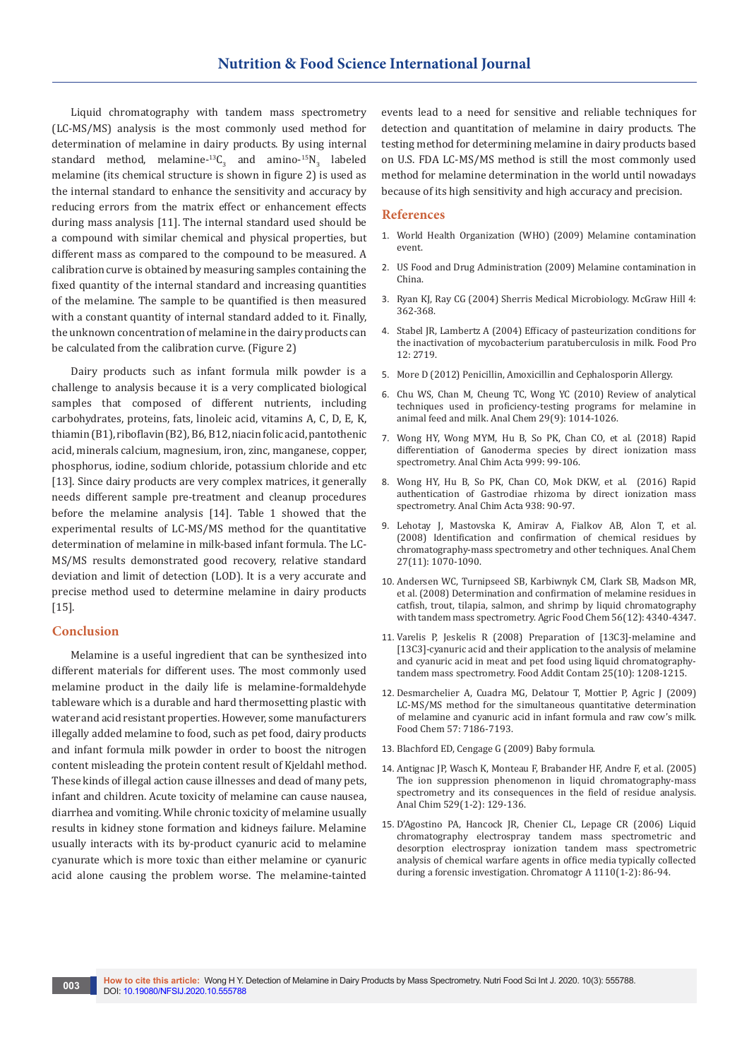Liquid chromatography with tandem mass spectrometry (LC-MS/MS) analysis is the most commonly used method for determination of melamine in dairy products. By using internal standard method, melamine-$^{13}C_3$ and amino-$^{15}N_3$ labeled melamine (its chemical structure is shown in figure 2) is used as the internal standard to enhance the sensitivity and accuracy by reducing errors from the matrix effect or enhancement effects during mass analysis [11]. The internal standard used should be a compound with similar chemical and physical properties, but different mass as compared to the compound to be measured. A calibration curve is obtained by measuring samples containing the fixed quantity of the internal standard and increasing quantities of the melamine. The sample to be quantified is then measured with a constant quantity of internal standard added to it. Finally, the unknown concentration of melamine in the dairy products can be calculated from the calibration curve. (Figure 2)

Dairy products such as infant formula milk powder is a challenge to analysis because it is a very complicated biological samples that composed of different nutrients, including carbohydrates, proteins, fats, linoleic acid, vitamins A, C, D, E, K, thiamin (B1), riboflavin (B2), B6, B12, niacin folic acid, pantothenic acid, minerals calcium, magnesium, iron, zinc, manganese, copper, phosphorus, iodine, sodium chloride, potassium chloride and etc [13]. Since dairy products are very complex matrices, it generally needs different sample pre-treatment and cleanup procedures before the melamine analysis [14]. Table 1 showed that the experimental results of LC-MS/MS method for the quantitative determination of melamine in milk-based infant formula. The LC-MS/MS results demonstrated good recovery, relative standard deviation and limit of detection (LOD). It is a very accurate and precise method used to determine melamine in dairy products [15].

## Conclusion

Melamine is a useful ingredient that can be synthesized into different materials for different uses. The most commonly used melamine product in the daily life is melamine-formaldehyde tableware which is a durable and hard thermosetting plastic with water and acid resistant properties. However, some manufacturers illegally added melamine to food, such as pet food, dairy products and infant formula milk powder in order to boost the nitrogen content misleading the protein content result of Kjeldahl method. These kinds of illegal action cause illnesses and dead of many pets, infant and children. Acute toxicity of melamine can cause nausea, diarrhea and vomiting. While chronic toxicity of melamine usually results in kidney stone formation and kidneys failure. Melamine usually interacts with its by-product cyanuric acid to melamine cyanurate which is more toxic than either melamine or cyanuric acid alone causing the problem worse. The melamine-tainted events lead to a need for sensitive and reliable techniques for detection and quantitation of melamine in dairy products. The testing method for determining melamine in dairy products based on U.S. FDA LC-MS/MS method is still the most commonly used method for melamine determination in the world until nowadays because of its high sensitivity and high accuracy and precision.

## References

1. World Health Organization (WHO) (2009) Melamine contamination event.
2. US Food and Drug Administration (2009) Melamine contamination in China.
3. Ryan KJ, Ray CG (2004) Sherris Medical Microbiology. McGraw Hill 4: 362-368.
4. Stabel JR, Lambertz A (2004) Efficacy of pasteurization conditions for the inactivation of mycobacterium paratuberculosis in milk. Food Pro 12: 2719.
5. More D (2012) Penicillin, Amoxicillin and Cephalosporin Allergy.
6. Chu WS, Chan M, Cheung TC, Wong YC (2010) Review of analytical techniques used in proficiency-testing programs for melamine in animal feed and milk. Anal Chem 29(9): 1014-1026.
7. Wong HY, Wong MYM, Hu B, So PK, Chan CO, et al. (2018) Rapid differentiation of Ganoderma species by direct ionization mass spectrometry. Anal Chim Acta 999: 99-106.
8. Wong HY, Hu B, So PK, Chan CO, Mok DKW, et al. (2016) Rapid authentication of Gastrodiae rhizoma by direct ionization mass spectrometry. Anal Chim Acta 938: 90-97.
9. Lehotay J, Mastovska K, Amirav A, Fialkov AB, Alon T, et al. (2008) Identification and confirmation of chemical residues by chromatography-mass spectrometry and other techniques. Anal Chem 27(11): 1070-1090.
10. Andersen WC, Turnipseed SB, Karbiwnyk CM, Clark SB, Madson MR, et al. (2008) Determination and confirmation of melamine residues in catfish, trout, tilapia, salmon, and shrimp by liquid chromatography with tandem mass spectrometry. Agric Food Chem 56(12): 4340-4347.
11. Varelis P, Jeskelis R (2008) Preparation of [13C3]-melamine and [13C3]-cyanuric acid and their application to the analysis of melamine and cyanuric acid in meat and pet food using liquid chromatography-tandem mass spectrometry. Food Addit Contam 25(10): 1208-1215.
12. Desmarchelier A, Cuadra MG, Delatour T, Mottier P, Agric J (2009) LC-MS/MS method for the simultaneous quantitative determination of melamine and cyanuric acid in infant formula and raw cow's milk. Food Chem 57: 7186-7193.
13. Blachford ED, Cengage G (2009) Baby formula.
14. Antignac JP, Wasch K, Monteau F, Brabander HF, Andre F, et al. (2005) The ion suppression phenomenon in liquid chromatography-mass spectrometry and its consequences in the field of residue analysis. Anal Chim 529(1-2): 129-136.
15. D'Agostino PA, Hancock JR, Chenier CL, Lepage CR (2006) Liquid chromatography electrospray tandem mass spectrometric and desorption electrospray ionization tandem mass spectrometric analysis of chemical warfare agents in office media typically collected during a forensic investigation. Chromatogr A 1110(1-2): 86-94.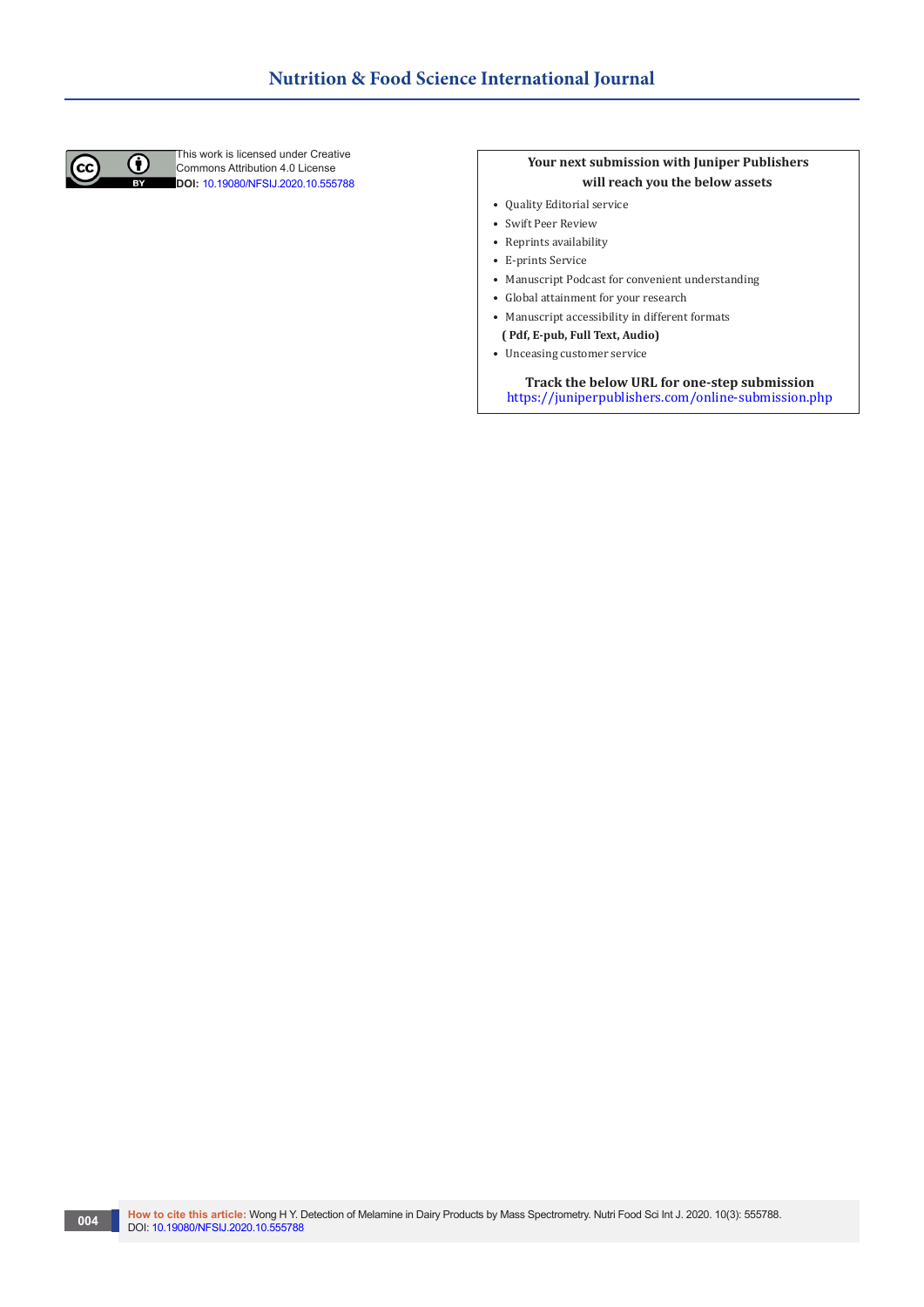This work is licensed under Creative Commons Attribution 4.0 License
**DOI:** 10.19080/NFSIJ.2020.10.555788

**Your next submission with Juniper Publishers will reach you the below assets**

- Quality Editorial service
- Swift Peer Review
- Reprints availability
- E-prints Service
- Manuscript Podcast for convenient understanding
- Global attainment for your research
- Manuscript accessibility in different formats

**( Pdf, E-pub, Full Text, Audio)**

- Unceasing customer service

**Track the below URL for one-step submission**
https://juniperpublishers.com/online-submission.php